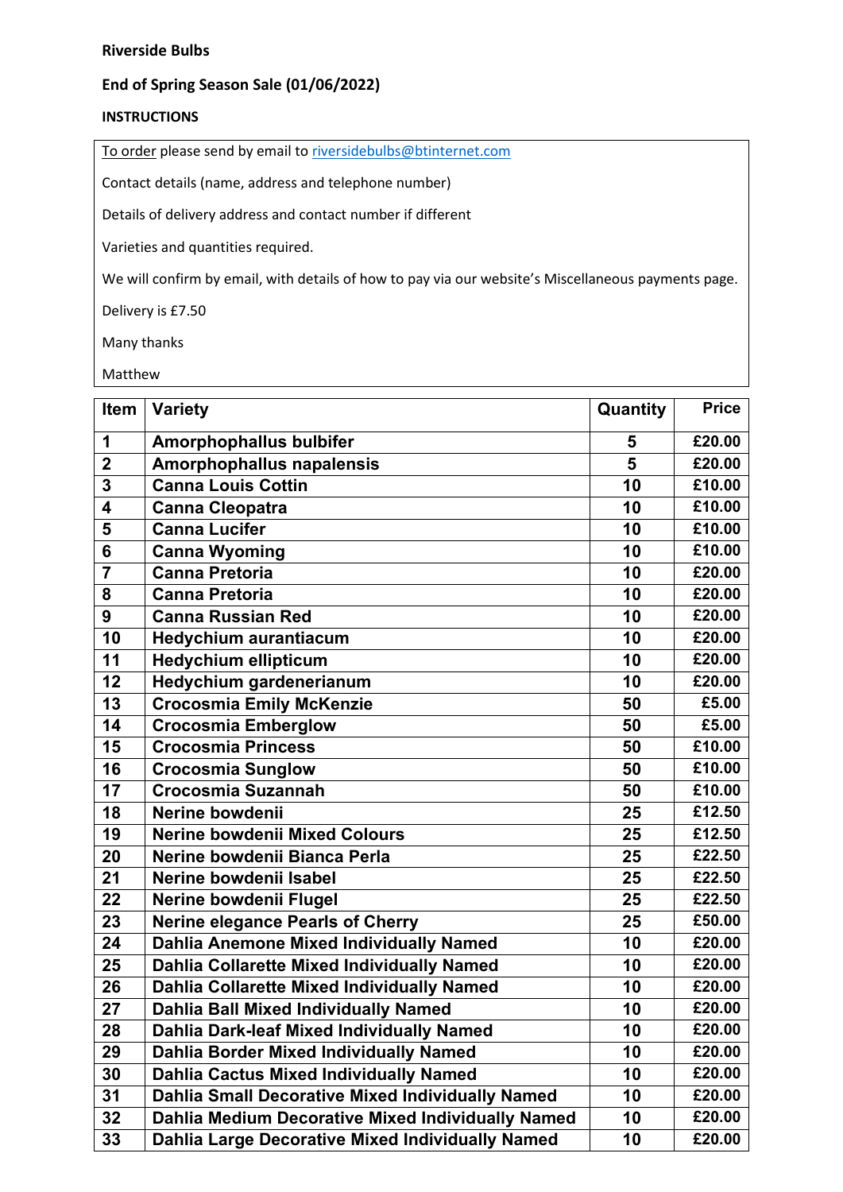**Riverside Bulbs**

**End of Spring Season Sale (01/06/2022)**

**INSTRUCTIONS**

To order please send by email to riversidebulbs@btinternet.com

Contact details (name, address and telephone number)

Details of delivery address and contact number if different

Varieties and quantities required.

We will confirm by email, with details of how to pay via our website's Miscellaneous payments page.

Delivery is £7.50

Many thanks

Matthew

| Item | Variety | Quantity | Price |
|---|---|---|---|
| 1 | Amorphophallus bulbifer | 5 | £20.00 |
| 2 | Amorphophallus napalensis | 5 | £20.00 |
| 3 | Canna Louis Cottin | 10 | £10.00 |
| 4 | Canna Cleopatra | 10 | £10.00 |
| 5 | Canna Lucifer | 10 | £10.00 |
| 6 | Canna Wyoming | 10 | £10.00 |
| 7 | Canna Pretoria | 10 | £20.00 |
| 8 | Canna Pretoria | 10 | £20.00 |
| 9 | Canna Russian Red | 10 | £20.00 |
| 10 | Hedychium aurantiacum | 10 | £20.00 |
| 11 | Hedychium ellipticum | 10 | £20.00 |
| 12 | Hedychium gardenerianum | 10 | £20.00 |
| 13 | Crocosmia Emily McKenzie | 50 | £5.00 |
| 14 | Crocosmia Emberglow | 50 | £5.00 |
| 15 | Crocosmia Princess | 50 | £10.00 |
| 16 | Crocosmia Sunglow | 50 | £10.00 |
| 17 | Crocosmia Suzannah | 50 | £10.00 |
| 18 | Nerine bowdenii | 25 | £12.50 |
| 19 | Nerine bowdenii Mixed Colours | 25 | £12.50 |
| 20 | Nerine bowdenii Bianca Perla | 25 | £22.50 |
| 21 | Nerine bowdenii Isabel | 25 | £22.50 |
| 22 | Nerine bowdenii Flugel | 25 | £22.50 |
| 23 | Nerine elegance Pearls of Cherry | 25 | £50.00 |
| 24 | Dahlia Anemone Mixed Individually Named | 10 | £20.00 |
| 25 | Dahlia Collarette Mixed Individually Named | 10 | £20.00 |
| 26 | Dahlia Collarette Mixed Individually Named | 10 | £20.00 |
| 27 | Dahlia Ball Mixed Individually Named | 10 | £20.00 |
| 28 | Dahlia Dark-leaf Mixed Individually Named | 10 | £20.00 |
| 29 | Dahlia Border Mixed Individually Named | 10 | £20.00 |
| 30 | Dahlia Cactus Mixed Individually Named | 10 | £20.00 |
| 31 | Dahlia Small Decorative Mixed Individually Named | 10 | £20.00 |
| 32 | Dahlia Medium Decorative Mixed Individually Named | 10 | £20.00 |
| 33 | Dahlia Large Decorative Mixed Individually Named | 10 | £20.00 |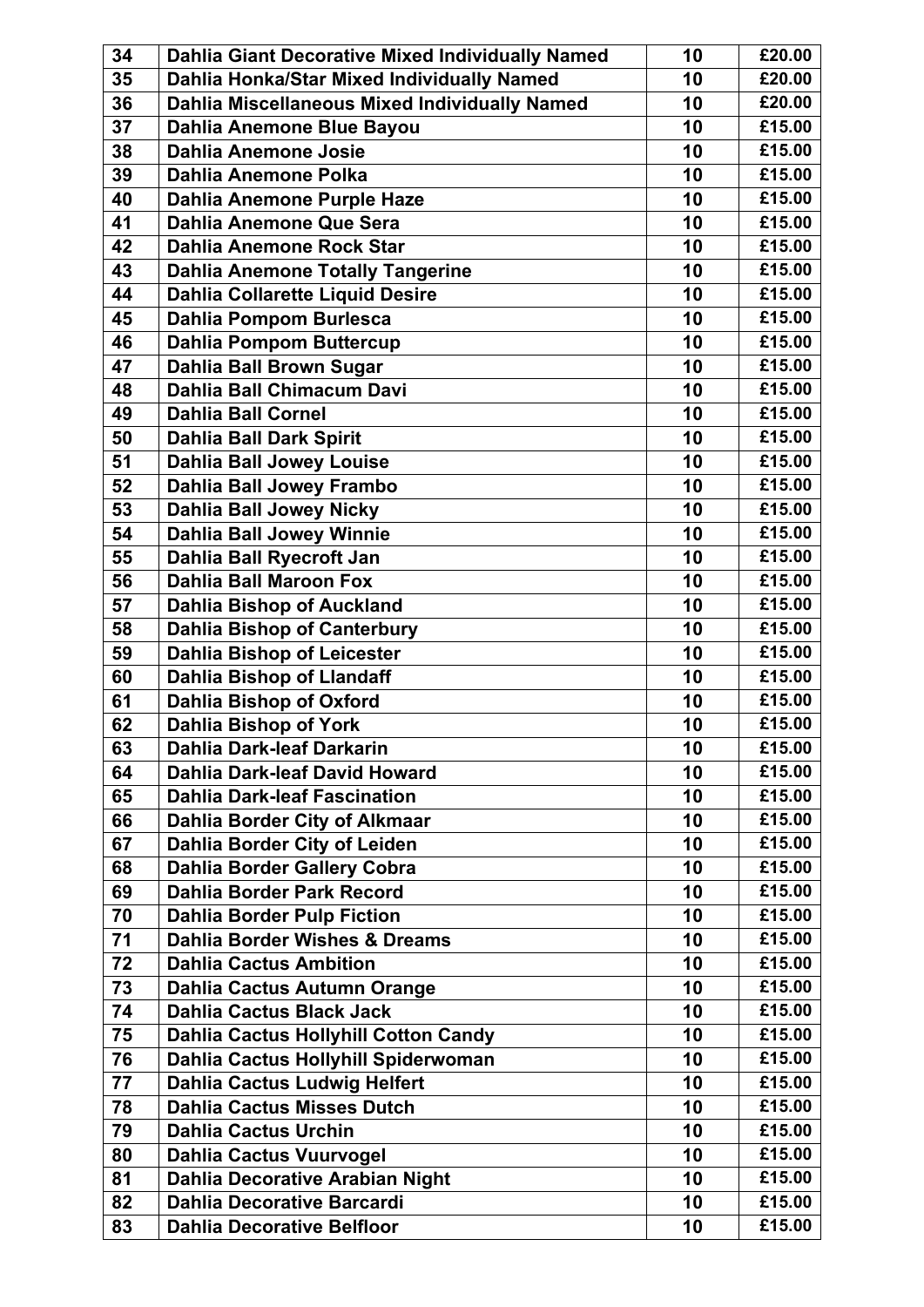| 34 | **Dahlia Giant Decorative Mixed Individually Named** | 10 | £20.00 |
|---|---|---|---|
| 35 | **Dahlia Honka/Star Mixed Individually Named** | 10 | £20.00 |
| 36 | **Dahlia Miscellaneous Mixed Individually Named** | 10 | £20.00 |
| 37 | **Dahlia Anemone Blue Bayou** | 10 | £15.00 |
| 38 | **Dahlia Anemone Josie** | 10 | £15.00 |
| 39 | **Dahlia Anemone Polka** | 10 | £15.00 |
| 40 | **Dahlia Anemone Purple Haze** | 10 | £15.00 |
| 41 | **Dahlia Anemone Que Sera** | 10 | £15.00 |
| 42 | **Dahlia Anemone Rock Star** | 10 | £15.00 |
| 43 | **Dahlia Anemone Totally Tangerine** | 10 | £15.00 |
| 44 | **Dahlia Collarette Liquid Desire** | 10 | £15.00 |
| 45 | **Dahlia Pompom Burlesca** | 10 | £15.00 |
| 46 | **Dahlia Pompom Buttercup** | 10 | £15.00 |
| 47 | **Dahlia Ball Brown Sugar** | 10 | £15.00 |
| 48 | **Dahlia Ball Chimacum Davi** | 10 | £15.00 |
| 49 | **Dahlia Ball Cornel** | 10 | £15.00 |
| 50 | **Dahlia Ball Dark Spirit** | 10 | £15.00 |
| 51 | **Dahlia Ball Jowey Louise** | 10 | £15.00 |
| 52 | **Dahlia Ball Jowey Frambo** | 10 | £15.00 |
| 53 | **Dahlia Ball Jowey Nicky** | 10 | £15.00 |
| 54 | **Dahlia Ball Jowey Winnie** | 10 | £15.00 |
| 55 | **Dahlia Ball Ryecroft Jan** | 10 | £15.00 |
| 56 | **Dahlia Ball Maroon Fox** | 10 | £15.00 |
| 57 | **Dahlia Bishop of Auckland** | 10 | £15.00 |
| 58 | **Dahlia Bishop of Canterbury** | 10 | £15.00 |
| 59 | **Dahlia Bishop of Leicester** | 10 | £15.00 |
| 60 | **Dahlia Bishop of Llandaff** | 10 | £15.00 |
| 61 | **Dahlia Bishop of Oxford** | 10 | £15.00 |
| 62 | **Dahlia Bishop of York** | 10 | £15.00 |
| 63 | **Dahlia Dark-leaf Darkarin** | 10 | £15.00 |
| 64 | **Dahlia Dark-leaf David Howard** | 10 | £15.00 |
| 65 | **Dahlia Dark-leaf Fascination** | 10 | £15.00 |
| 66 | **Dahlia Border City of Alkmaar** | 10 | £15.00 |
| 67 | **Dahlia Border City of Leiden** | 10 | £15.00 |
| 68 | **Dahlia Border Gallery Cobra** | 10 | £15.00 |
| 69 | **Dahlia Border Park Record** | 10 | £15.00 |
| 70 | **Dahlia Border Pulp Fiction** | 10 | £15.00 |
| 71 | **Dahlia Border Wishes & Dreams** | 10 | £15.00 |
| 72 | **Dahlia Cactus Ambition** | 10 | £15.00 |
| 73 | **Dahlia Cactus Autumn Orange** | 10 | £15.00 |
| 74 | **Dahlia Cactus Black Jack** | 10 | £15.00 |
| 75 | **Dahlia Cactus Hollyhill Cotton Candy** | 10 | £15.00 |
| 76 | **Dahlia Cactus Hollyhill Spiderwoman** | 10 | £15.00 |
| 77 | **Dahlia Cactus Ludwig Helfert** | 10 | £15.00 |
| 78 | **Dahlia Cactus Misses Dutch** | 10 | £15.00 |
| 79 | **Dahlia Cactus Urchin** | 10 | £15.00 |
| 80 | **Dahlia Cactus Vuurvogel** | 10 | £15.00 |
| 81 | **Dahlia Decorative Arabian Night** | 10 | £15.00 |
| 82 | **Dahlia Decorative Barcardi** | 10 | £15.00 |
| 83 | **Dahlia Decorative Belfloor** | 10 | £15.00 |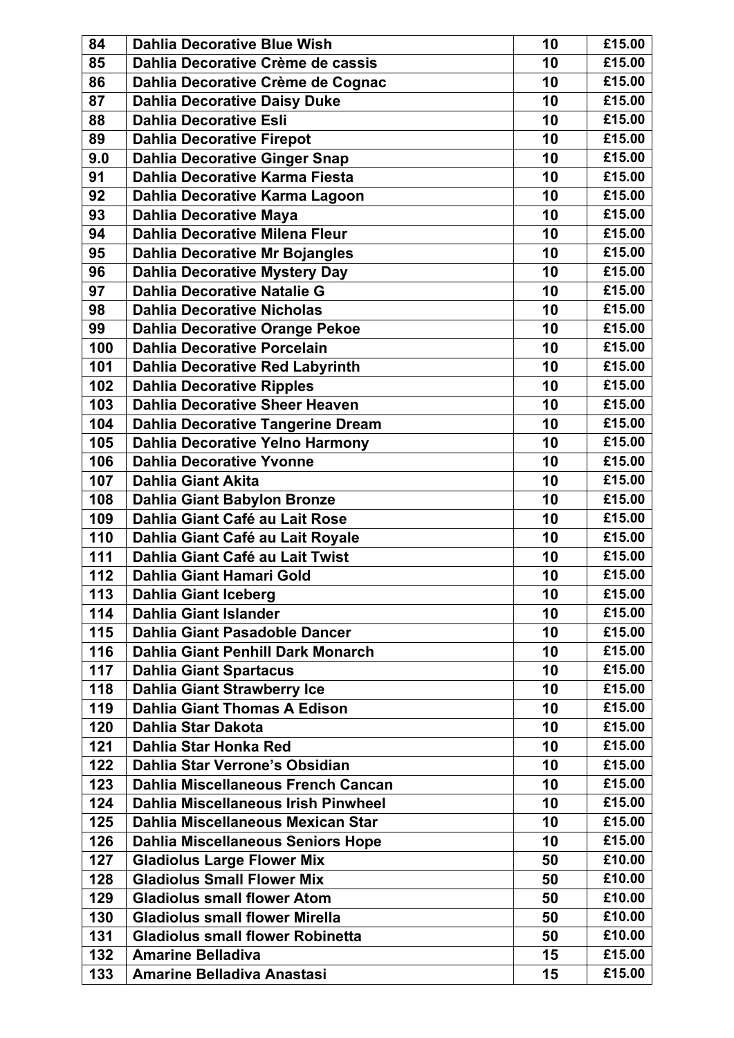| 84 | Dahlia Decorative Blue Wish | 10 | £15.00 |
|---|---|---|---|
| 85 | Dahlia Decorative Crème de cassis | 10 | £15.00 |
| 86 | Dahlia Decorative Crème de Cognac | 10 | £15.00 |
| 87 | Dahlia Decorative Daisy Duke | 10 | £15.00 |
| 88 | Dahlia Decorative Esli | 10 | £15.00 |
| 89 | Dahlia Decorative Firepot | 10 | £15.00 |
| 9.0 | Dahlia Decorative Ginger Snap | 10 | £15.00 |
| 91 | Dahlia Decorative Karma Fiesta | 10 | £15.00 |
| 92 | Dahlia Decorative Karma Lagoon | 10 | £15.00 |
| 93 | Dahlia Decorative Maya | 10 | £15.00 |
| 94 | Dahlia Decorative Milena Fleur | 10 | £15.00 |
| 95 | Dahlia Decorative Mr Bojangles | 10 | £15.00 |
| 96 | Dahlia Decorative Mystery Day | 10 | £15.00 |
| 97 | Dahlia Decorative Natalie G | 10 | £15.00 |
| 98 | Dahlia Decorative Nicholas | 10 | £15.00 |
| 99 | Dahlia Decorative Orange Pekoe | 10 | £15.00 |
| 100 | Dahlia Decorative Porcelain | 10 | £15.00 |
| 101 | Dahlia Decorative Red Labyrinth | 10 | £15.00 |
| 102 | Dahlia Decorative Ripples | 10 | £15.00 |
| 103 | Dahlia Decorative Sheer Heaven | 10 | £15.00 |
| 104 | Dahlia Decorative Tangerine Dream | 10 | £15.00 |
| 105 | Dahlia Decorative Yelno Harmony | 10 | £15.00 |
| 106 | Dahlia Decorative Yvonne | 10 | £15.00 |
| 107 | Dahlia Giant Akita | 10 | £15.00 |
| 108 | Dahlia Giant Babylon Bronze | 10 | £15.00 |
| 109 | Dahlia Giant Café au Lait Rose | 10 | £15.00 |
| 110 | Dahlia Giant Café au Lait Royale | 10 | £15.00 |
| 111 | Dahlia Giant Café au Lait Twist | 10 | £15.00 |
| 112 | Dahlia Giant Hamari Gold | 10 | £15.00 |
| 113 | Dahlia Giant Iceberg | 10 | £15.00 |
| 114 | Dahlia Giant Islander | 10 | £15.00 |
| 115 | Dahlia Giant Pasadoble Dancer | 10 | £15.00 |
| 116 | Dahlia Giant Penhill Dark Monarch | 10 | £15.00 |
| 117 | Dahlia Giant Spartacus | 10 | £15.00 |
| 118 | Dahlia Giant Strawberry Ice | 10 | £15.00 |
| 119 | Dahlia Giant Thomas A Edison | 10 | £15.00 |
| 120 | Dahlia Star Dakota | 10 | £15.00 |
| 121 | Dahlia Star Honka Red | 10 | £15.00 |
| 122 | Dahlia Star Verrone's Obsidian | 10 | £15.00 |
| 123 | Dahlia Miscellaneous French Cancan | 10 | £15.00 |
| 124 | Dahlia Miscellaneous Irish Pinwheel | 10 | £15.00 |
| 125 | Dahlia Miscellaneous Mexican Star | 10 | £15.00 |
| 126 | Dahlia Miscellaneous Seniors Hope | 10 | £15.00 |
| 127 | Gladiolus Large Flower Mix | 50 | £10.00 |
| 128 | Gladiolus Small Flower Mix | 50 | £10.00 |
| 129 | Gladiolus small flower Atom | 50 | £10.00 |
| 130 | Gladiolus small flower Mirella | 50 | £10.00 |
| 131 | Gladiolus small flower Robinetta | 50 | £10.00 |
| 132 | Amarine Belladiva | 15 | £15.00 |
| 133 | Amarine Belladiva Anastasi | 15 | £15.00 |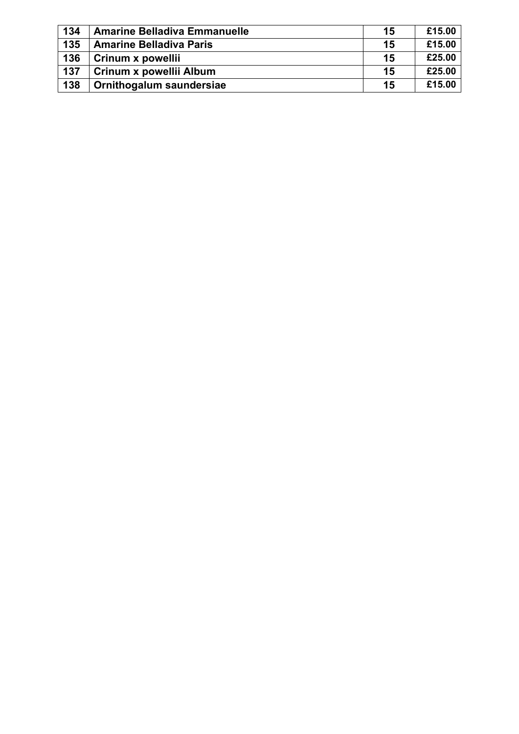| | | | |
|---|---|---|---|
| **134** | **Amarine Belladiva Emmanuelle** | **15** | **£15.00** |
| **135** | **Amarine Belladiva Paris** | **15** | **£15.00** |
| **136** | **Crinum x powellii** | **15** | **£25.00** |
| **137** | **Crinum x powellii Album** | **15** | **£25.00** |
| **138** | **Ornithogalum saundersiae** | **15** | **£15.00** |